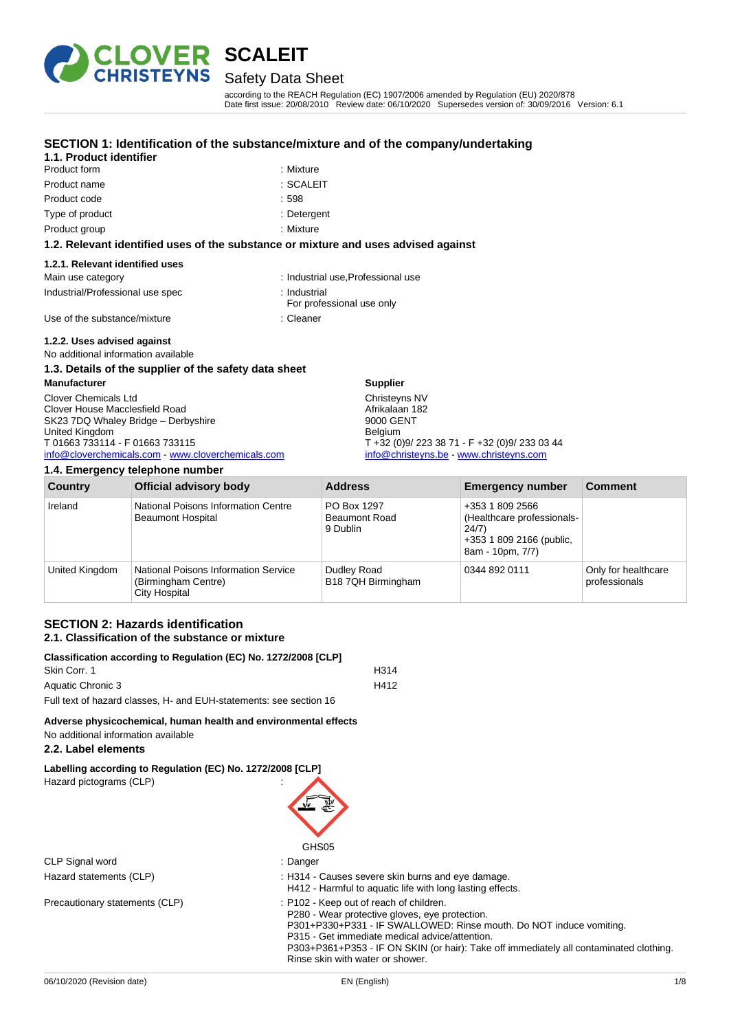# SCALEIT

## Safety Data Sheet

according to the REACH Regulation (EC) 1907/2006 amended by Regulation (EU) 2020/878
Date first issue: 20/08/2010 Review date: 06/10/2020 Supersedes version of: 30/09/2016 Version: 6.1

## SECTION 1: Identification of the substance/mixture and of the company/undertaking

### 1.1. Product identifier

Product form : Mixture

Product name : SCALEIT

Product code : 598

Type of product : Detergent

Product group : Mixture

### 1.2. Relevant identified uses of the substance or mixture and uses advised against

#### 1.2.1. Relevant identified uses

Main use category : Industrial use,Professional use

Industrial/Professional use spec : Industrial
For professional use only

Use of the substance/mixture : Cleaner

#### 1.2.2. Uses advised against

No additional information available

### 1.3. Details of the supplier of the safety data sheet

**Manufacturer**

Clover Chemicals Ltd
Clover House Macclesfield Road
SK23 7DQ Whaley Bridge – Derbyshire
United Kingdom
T 01663 733114 - F 01663 733115
info@cloverchemicals.com - www.cloverchemicals.com

**Supplier**

Christeyns NV
Afrikalaan 182
9000 GENT
Belgium
T +32 (0)9/ 223 38 71 - F +32 (0)9/ 233 03 44
info@christeyns.be - www.christeyns.com

### 1.4. Emergency telephone number

| Country | Official advisory body | Address | Emergency number | Comment |
|---|---|---|---|---|
| Ireland | National Poisons Information Centre Beaumont Hospital | PO Box 1297 Beaumont Road 9 Dublin | +353 1 809 2566 (Healthcare professionals-24/7) +353 1 809 2166 (public, 8am - 10pm, 7/7) | |
| United Kingdom | National Poisons Information Service (Birmingham Centre) City Hospital | Dudley Road B18 7QH Birmingham | 0344 892 0111 | Only for healthcare professionals |

## SECTION 2: Hazards identification

### 2.1. Classification of the substance or mixture

**Classification according to Regulation (EC) No. 1272/2008 [CLP]**

Skin Corr. 1 H314

Aquatic Chronic 3 H412

Full text of hazard classes, H- and EUH-statements: see section 16

**Adverse physicochemical, human health and environmental effects**

No additional information available

### 2.2. Label elements

**Labelling according to Regulation (EC) No. 1272/2008 [CLP]**

Hazard pictograms (CLP) :

GHS05

CLP Signal word : Danger

Hazard statements (CLP) : H314 - Causes severe skin burns and eye damage.
H412 - Harmful to aquatic life with long lasting effects.

Precautionary statements (CLP) : P102 - Keep out of reach of children.
P280 - Wear protective gloves, eye protection.
P301+P330+P331 - IF SWALLOWED: Rinse mouth. Do NOT induce vomiting.
P315 - Get immediate medical advice/attention.
P303+P361+P353 - IF ON SKIN (or hair): Take off immediately all contaminated clothing. Rinse skin with water or shower.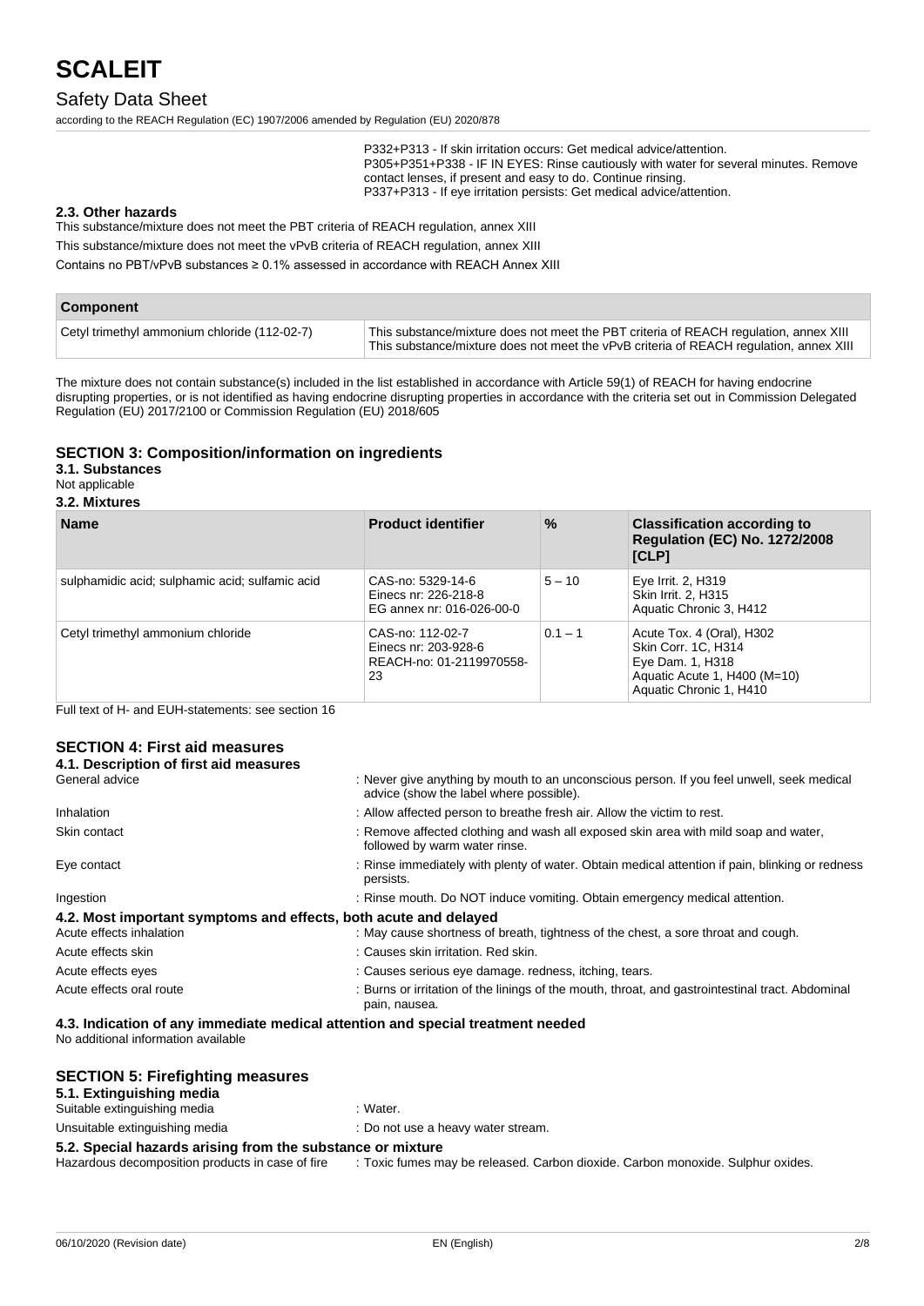P332+P313 - If skin irritation occurs: Get medical advice/attention.
P305+P351+P338 - IF IN EYES: Rinse cautiously with water for several minutes. Remove contact lenses, if present and easy to do. Continue rinsing.
P337+P313 - If eye irritation persists: Get medical advice/attention.

### 2.3. Other hazards

This substance/mixture does not meet the PBT criteria of REACH regulation, annex XIII

This substance/mixture does not meet the vPvB criteria of REACH regulation, annex XIII

Contains no PBT/vPvB substances ≥ 0.1% assessed in accordance with REACH Annex XIII

| Component | |
|---|---|
| Cetyl trimethyl ammonium chloride (112-02-7) | This substance/mixture does not meet the PBT criteria of REACH regulation, annex XIII<br>This substance/mixture does not meet the vPvB criteria of REACH regulation, annex XIII |

The mixture does not contain substance(s) included in the list established in accordance with Article 59(1) of REACH for having endocrine disrupting properties, or is not identified as having endocrine disrupting properties in accordance with the criteria set out in Commission Delegated Regulation (EU) 2017/2100 or Commission Regulation (EU) 2018/605

## SECTION 3: Composition/information on ingredients

### 3.1. Substances

Not applicable

### 3.2. Mixtures

| Name | Product identifier | % | Classification according to Regulation (EC) No. 1272/2008 [CLP] |
|---|---|---|---|
| sulphamidic acid; sulphamic acid; sulfamic acid | CAS-no: 5329-14-6<br>Einecs nr: 226-218-8<br>EG annex nr: 016-026-00-0 | 5 – 10 | Eye Irrit. 2, H319<br>Skin Irrit. 2, H315<br>Aquatic Chronic 3, H412 |
| Cetyl trimethyl ammonium chloride | CAS-no: 112-02-7<br>Einecs nr: 203-928-6<br>REACH-no: 01-2119970558-23 | 0.1 – 1 | Acute Tox. 4 (Oral), H302<br>Skin Corr. 1C, H314<br>Eye Dam. 1, H318<br>Aquatic Acute 1, H400 (M=10)<br>Aquatic Chronic 1, H410 |

Full text of H- and EUH-statements: see section 16

## SECTION 4: First aid measures

### 4.1. Description of first aid measures

General advice : Never give anything by mouth to an unconscious person. If you feel unwell, seek medical advice (show the label where possible).

Inhalation : Allow affected person to breathe fresh air. Allow the victim to rest.

Skin contact : Remove affected clothing and wash all exposed skin area with mild soap and water, followed by warm water rinse.

Eye contact : Rinse immediately with plenty of water. Obtain medical attention if pain, blinking or redness persists.

Ingestion : Rinse mouth. Do NOT induce vomiting. Obtain emergency medical attention.

### 4.2. Most important symptoms and effects, both acute and delayed

Acute effects inhalation : May cause shortness of breath, tightness of the chest, a sore throat and cough.

Acute effects skin : Causes skin irritation. Red skin.

Acute effects eyes : Causes serious eye damage. redness, itching, tears.

Acute effects oral route : Burns or irritation of the linings of the mouth, throat, and gastrointestinal tract. Abdominal pain, nausea.

### 4.3. Indication of any immediate medical attention and special treatment needed

No additional information available

## SECTION 5: Firefighting measures

### 5.1. Extinguishing media

Suitable extinguishing media : Water.

Unsuitable extinguishing media : Do not use a heavy water stream.

### 5.2. Special hazards arising from the substance or mixture

Hazardous decomposition products in case of fire : Toxic fumes may be released. Carbon dioxide. Carbon monoxide. Sulphur oxides.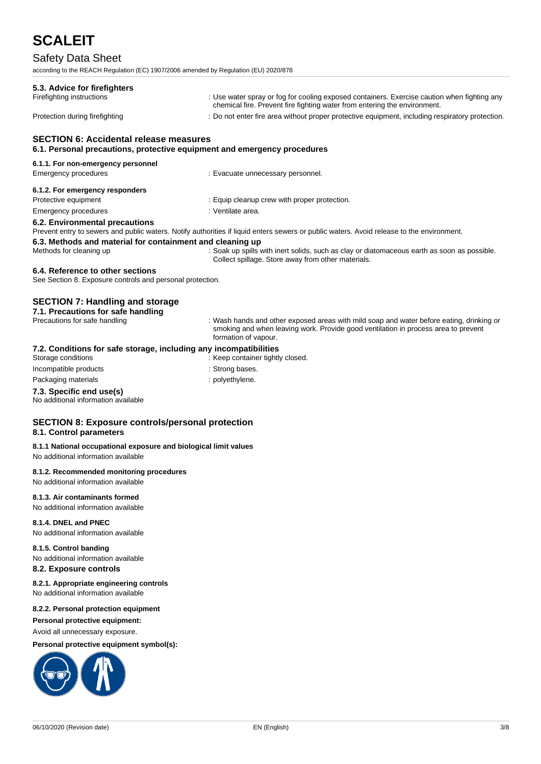### 5.3. Advice for firefighters

Firefighting instructions : Use water spray or fog for cooling exposed containers. Exercise caution when fighting any chemical fire. Prevent fire fighting water from entering the environment.

Protection during firefighting : Do not enter fire area without proper protective equipment, including respiratory protection.

## SECTION 6: Accidental release measures

### 6.1. Personal precautions, protective equipment and emergency procedures

#### 6.1.1. For non-emergency personnel

Emergency procedures : Evacuate unnecessary personnel.

#### 6.1.2. For emergency responders

Protective equipment : Equip cleanup crew with proper protection.

Emergency procedures : Ventilate area.

### 6.2. Environmental precautions

Prevent entry to sewers and public waters. Notify authorities if liquid enters sewers or public waters. Avoid release to the environment.

### 6.3. Methods and material for containment and cleaning up

Methods for cleaning up : Soak up spills with inert solids, such as clay or diatomaceous earth as soon as possible. Collect spillage. Store away from other materials.

### 6.4. Reference to other sections

See Section 8. Exposure controls and personal protection.

## SECTION 7: Handling and storage

### 7.1. Precautions for safe handling

Precautions for safe handling : Wash hands and other exposed areas with mild soap and water before eating, drinking or smoking and when leaving work. Provide good ventilation in process area to prevent formation of vapour.

### 7.2. Conditions for safe storage, including any incompatibilities

Storage conditions : Keep container tightly closed.

Incompatible products : Strong bases.

Packaging materials : polyethylene.

### 7.3. Specific end use(s)

No additional information available

## SECTION 8: Exposure controls/personal protection

### 8.1. Control parameters

#### 8.1.1 National occupational exposure and biological limit values

No additional information available

#### 8.1.2. Recommended monitoring procedures

No additional information available

#### 8.1.3. Air contaminants formed

No additional information available

#### 8.1.4. DNEL and PNEC

No additional information available

#### 8.1.5. Control banding

No additional information available

### 8.2. Exposure controls

#### 8.2.1. Appropriate engineering controls

No additional information available

#### 8.2.2. Personal protection equipment

**Personal protective equipment:**

Avoid all unnecessary exposure.

**Personal protective equipment symbol(s):**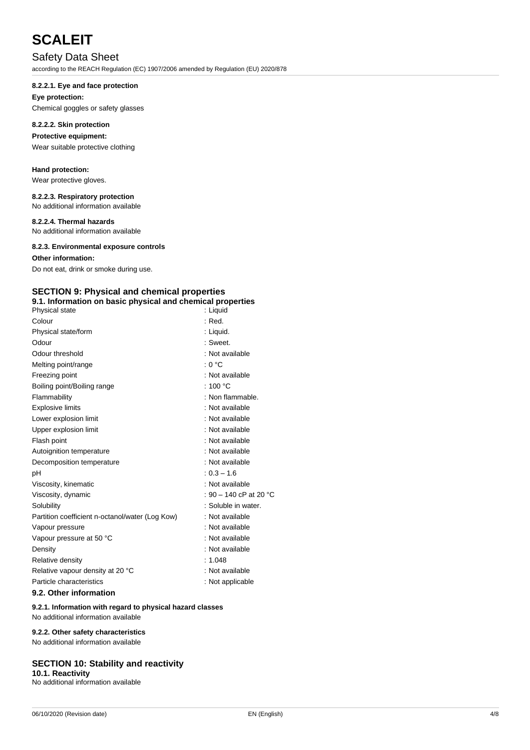#### 8.2.2.1. Eye and face protection

**Eye protection:**

Chemical goggles or safety glasses

#### 8.2.2.2. Skin protection

**Protective equipment:**

Wear suitable protective clothing

**Hand protection:**

Wear protective gloves.

#### 8.2.2.3. Respiratory protection

No additional information available

#### 8.2.2.4. Thermal hazards

No additional information available

#### 8.2.3. Environmental exposure controls

**Other information:**

Do not eat, drink or smoke during use.

## SECTION 9: Physical and chemical properties

### 9.1. Information on basic physical and chemical properties

| Property | Value |
|---|---|
| Physical state | : Liquid |
| Colour | : Red. |
| Physical state/form | : Liquid. |
| Odour | : Sweet. |
| Odour threshold | : Not available |
| Melting point/range | : 0 °C |
| Freezing point | : Not available |
| Boiling point/Boiling range | : 100 °C |
| Flammability | : Non flammable. |
| Explosive limits | : Not available |
| Lower explosion limit | : Not available |
| Upper explosion limit | : Not available |
| Flash point | : Not available |
| Autoignition temperature | : Not available |
| Decomposition temperature | : Not available |
| pH | : 0.3 – 1.6 |
| Viscosity, kinematic | : Not available |
| Viscosity, dynamic | : 90 – 140 cP at 20 °C |
| Solubility | : Soluble in water. |
| Partition coefficient n-octanol/water (Log Kow) | : Not available |
| Vapour pressure | : Not available |
| Vapour pressure at 50 °C | : Not available |
| Density | : Not available |
| Relative density | : 1.048 |
| Relative vapour density at 20 °C | : Not available |
| Particle characteristics | : Not applicable |

### 9.2. Other information

#### 9.2.1. Information with regard to physical hazard classes

No additional information available

#### 9.2.2. Other safety characteristics

No additional information available

## SECTION 10: Stability and reactivity

### 10.1. Reactivity

No additional information available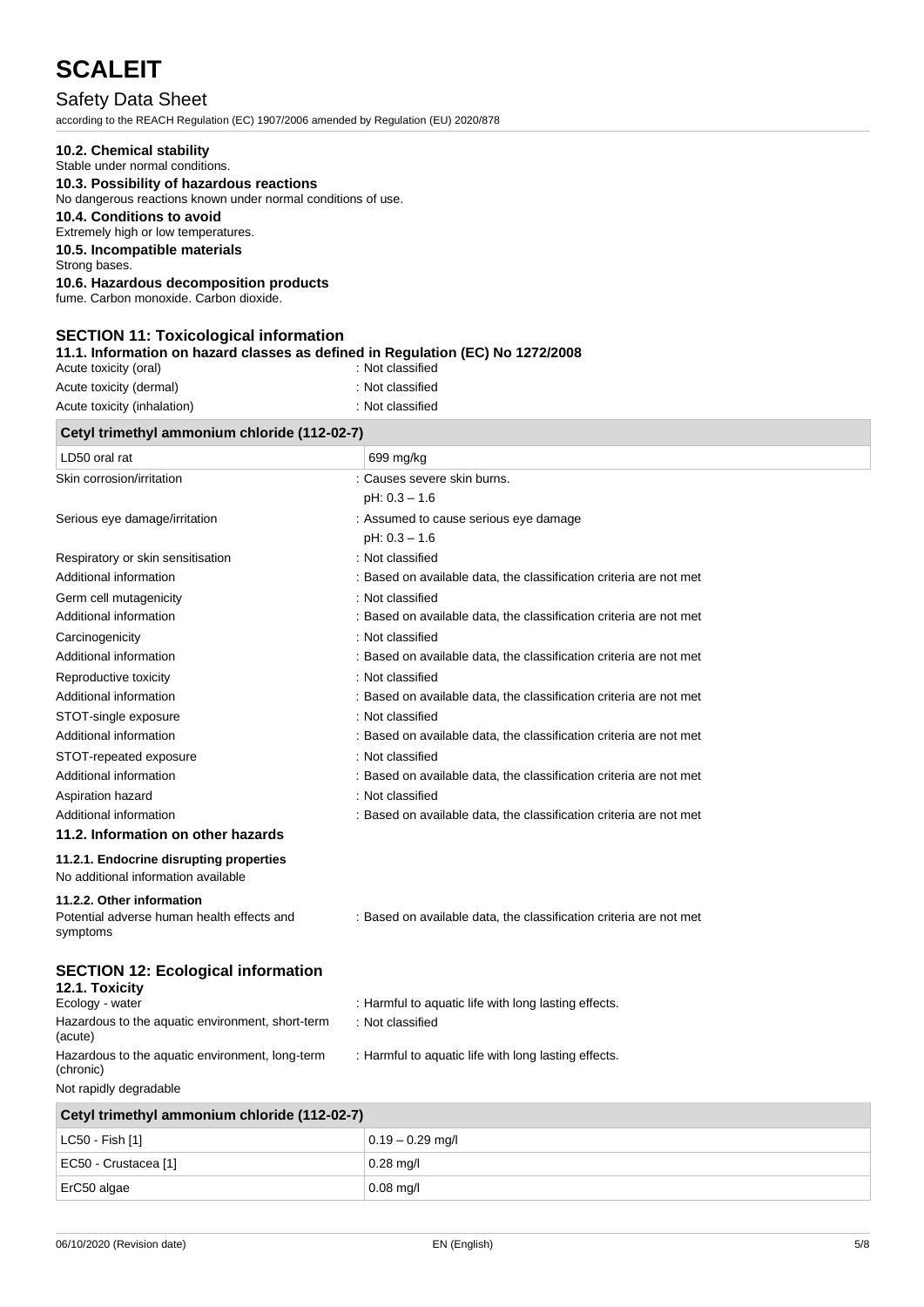### 10.2. Chemical stability

Stable under normal conditions.

### 10.3. Possibility of hazardous reactions

No dangerous reactions known under normal conditions of use.

### 10.4. Conditions to avoid

Extremely high or low temperatures.

### 10.5. Incompatible materials

Strong bases.

### 10.6. Hazardous decomposition products

fume. Carbon monoxide. Carbon dioxide.

## SECTION 11: Toxicological information

### 11.1. Information on hazard classes as defined in Regulation (EC) No 1272/2008

| | |
|---|---|
| Acute toxicity (oral) | : Not classified |
| Acute toxicity (dermal) | : Not classified |
| Acute toxicity (inhalation) | : Not classified |

| Cetyl trimethyl ammonium chloride (112-02-7) | |
|---|---|
| LD50 oral rat | 699 mg/kg |

| | |
|---|---|
| Skin corrosion/irritation | : Causes severe skin burns.<br>pH: 0.3 – 1.6 |
| Serious eye damage/irritation | : Assumed to cause serious eye damage<br>pH: 0.3 – 1.6 |
| Respiratory or skin sensitisation | : Not classified |
| Additional information | : Based on available data, the classification criteria are not met |
| Germ cell mutagenicity | : Not classified |
| Additional information | : Based on available data, the classification criteria are not met |
| Carcinogenicity | : Not classified |
| Additional information | : Based on available data, the classification criteria are not met |
| Reproductive toxicity | : Not classified |
| Additional information | : Based on available data, the classification criteria are not met |
| STOT-single exposure | : Not classified |
| Additional information | : Based on available data, the classification criteria are not met |
| STOT-repeated exposure | : Not classified |
| Additional information | : Based on available data, the classification criteria are not met |
| Aspiration hazard | : Not classified |
| Additional information | : Based on available data, the classification criteria are not met |

### 11.2. Information on other hazards

#### 11.2.1. Endocrine disrupting properties

No additional information available

#### 11.2.2. Other information

| | |
|---|---|
| Potential adverse human health effects and symptoms | : Based on available data, the classification criteria are not met |

## SECTION 12: Ecological information

### 12.1. Toxicity

| | |
|---|---|
| Ecology - water | : Harmful to aquatic life with long lasting effects. |
| Hazardous to the aquatic environment, short-term (acute) | : Not classified |
| Hazardous to the aquatic environment, long-term (chronic) | : Harmful to aquatic life with long lasting effects. |

Not rapidly degradable

| Cetyl trimethyl ammonium chloride (112-02-7) | |
|---|---|
| LC50 - Fish [1] | 0.19 – 0.29 mg/l |
| EC50 - Crustacea [1] | 0.28 mg/l |
| ErC50 algae | 0.08 mg/l |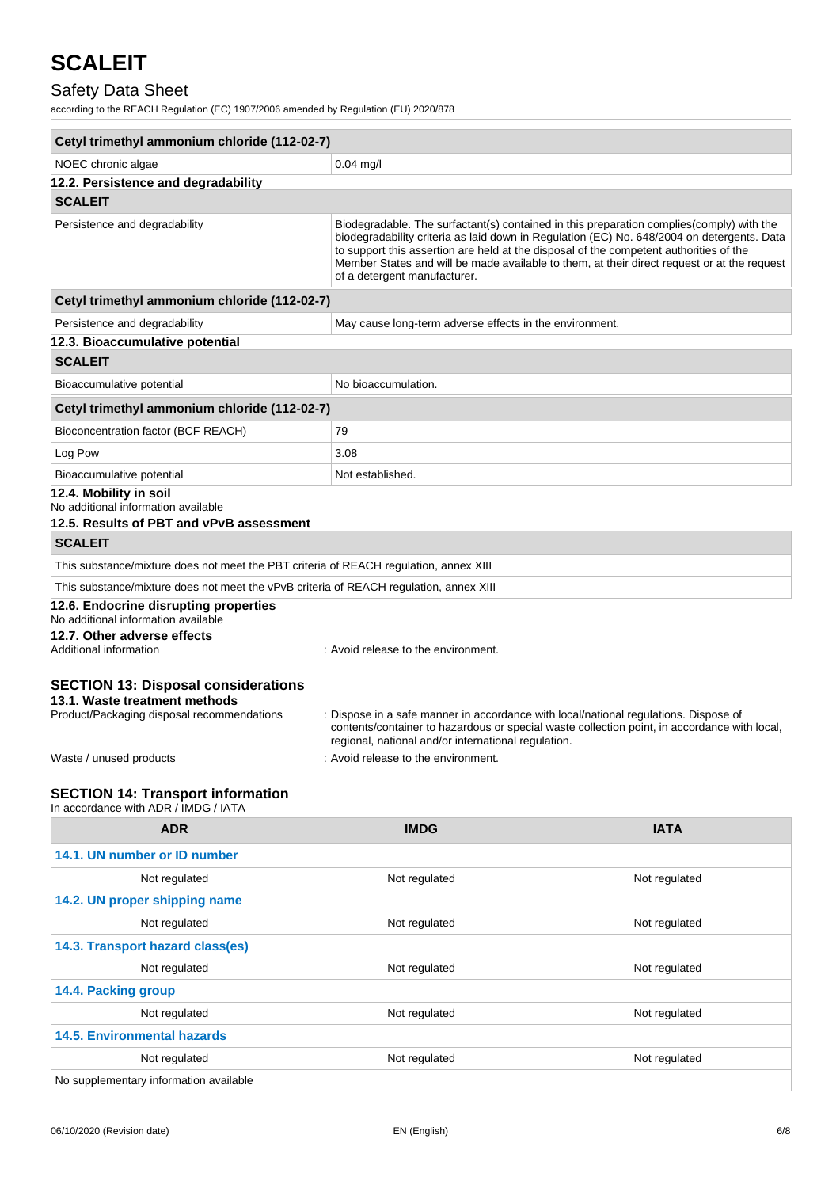| Cetyl trimethyl ammonium chloride (112-02-7) | |
| --- | --- |
| NOEC chronic algae | 0.04 mg/l |

### 12.2. Persistence and degradability

| SCALEIT | |
| --- | --- |
| Persistence and degradability | Biodegradable. The surfactant(s) contained in this preparation complies(comply) with the biodegradability criteria as laid down in Regulation (EC) No. 648/2004 on detergents. Data to support this assertion are held at the disposal of the competent authorities of the Member States and will be made available to them, at their direct request or at the request of a detergent manufacturer. |
| **Cetyl trimethyl ammonium chloride (112-02-7)** | |
| Persistence and degradability | May cause long-term adverse effects in the environment. |

### 12.3. Bioaccumulative potential

| SCALEIT | |
| --- | --- |
| Bioaccumulative potential | No bioaccumulation. |
| **Cetyl trimethyl ammonium chloride (112-02-7)** | |
| Bioconcentration factor (BCF REACH) | 79 |
| Log Pow | 3.08 |
| Bioaccumulative potential | Not established. |

### 12.4. Mobility in soil

No additional information available

### 12.5. Results of PBT and vPvB assessment

| SCALEIT |
| --- |
| This substance/mixture does not meet the PBT criteria of REACH regulation, annex XIII |
| This substance/mixture does not meet the vPvB criteria of REACH regulation, annex XIII |

### 12.6. Endocrine disrupting properties

No additional information available

### 12.7. Other adverse effects

Additional information : Avoid release to the environment.

## SECTION 13: Disposal considerations

### 13.1. Waste treatment methods

Product/Packaging disposal recommendations : Dispose in a safe manner in accordance with local/national regulations. Dispose of contents/container to hazardous or special waste collection point, in accordance with local, regional, national and/or international regulation.

Waste / unused products : Avoid release to the environment.

## SECTION 14: Transport information

In accordance with ADR / IMDG / IATA

| ADR | IMDG | IATA |
| --- | --- | --- |
| **14.1. UN number or ID number** | | |
| Not regulated | Not regulated | Not regulated |
| **14.2. UN proper shipping name** | | |
| Not regulated | Not regulated | Not regulated |
| **14.3. Transport hazard class(es)** | | |
| Not regulated | Not regulated | Not regulated |
| **14.4. Packing group** | | |
| Not regulated | Not regulated | Not regulated |
| **14.5. Environmental hazards** | | |
| Not regulated | Not regulated | Not regulated |
| No supplementary information available | | |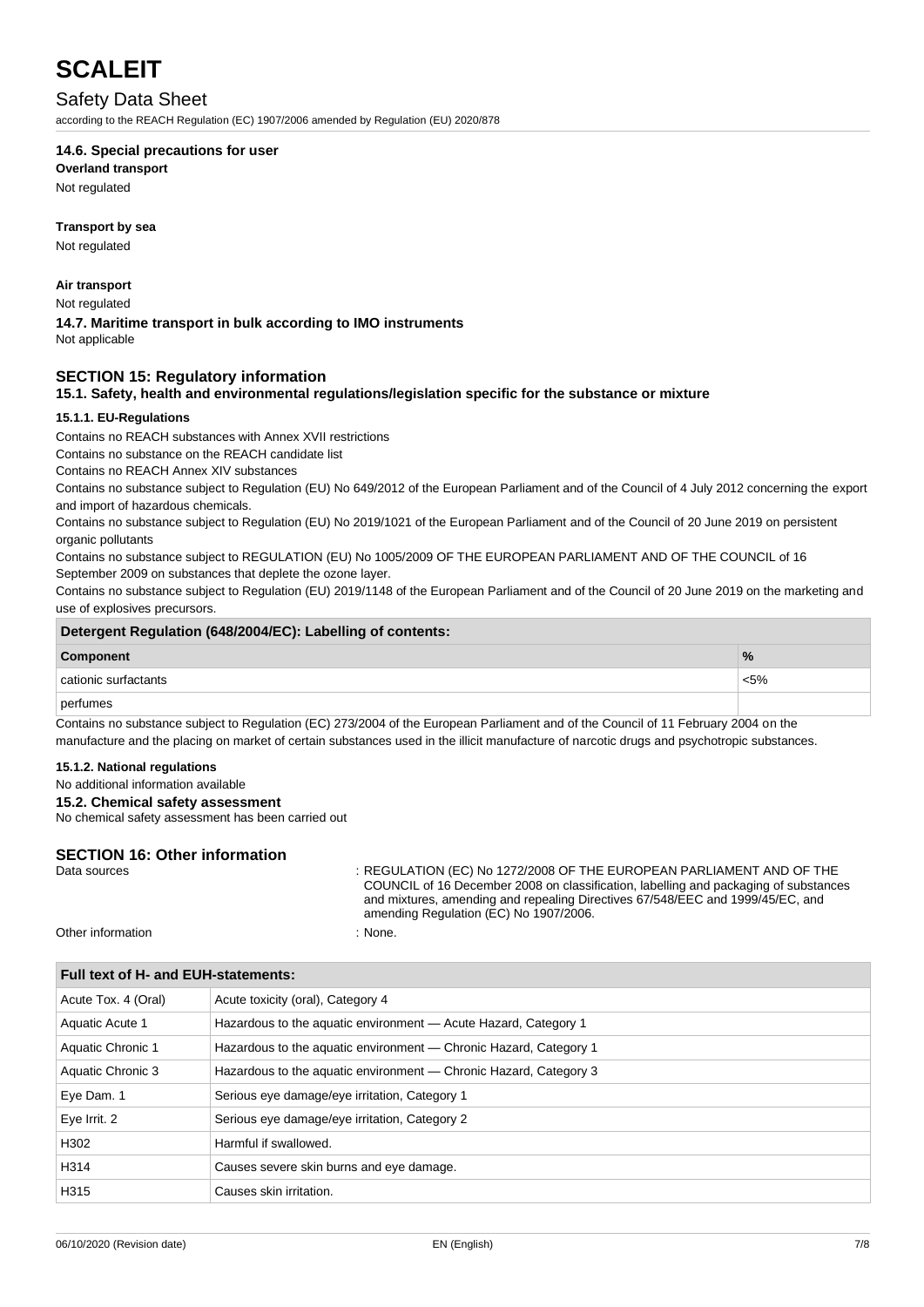### 14.6. Special precautions for user

**Overland transport**

Not regulated

**Transport by sea**

Not regulated

**Air transport**

Not regulated

### 14.7. Maritime transport in bulk according to IMO instruments

Not applicable

## SECTION 15: Regulatory information

### 15.1. Safety, health and environmental regulations/legislation specific for the substance or mixture

#### 15.1.1. EU-Regulations

Contains no REACH substances with Annex XVII restrictions

Contains no substance on the REACH candidate list

Contains no REACH Annex XIV substances

Contains no substance subject to Regulation (EU) No 649/2012 of the European Parliament and of the Council of 4 July 2012 concerning the export and import of hazardous chemicals.

Contains no substance subject to Regulation (EU) No 2019/1021 of the European Parliament and of the Council of 20 June 2019 on persistent organic pollutants

Contains no substance subject to REGULATION (EU) No 1005/2009 OF THE EUROPEAN PARLIAMENT AND OF THE COUNCIL of 16 September 2009 on substances that deplete the ozone layer.

Contains no substance subject to Regulation (EU) 2019/1148 of the European Parliament and of the Council of 20 June 2019 on the marketing and use of explosives precursors.

| Detergent Regulation (648/2004/EC): Labelling of contents: | |
|---|---|
| **Component** | **%** |
| cationic surfactants | <5% |
| perfumes | |

Contains no substance subject to Regulation (EC) 273/2004 of the European Parliament and of the Council of 11 February 2004 on the manufacture and the placing on market of certain substances used in the illicit manufacture of narcotic drugs and psychotropic substances.

#### 15.1.2. National regulations

No additional information available

### 15.2. Chemical safety assessment

No chemical safety assessment has been carried out

## SECTION 16: Other information

Data sources : REGULATION (EC) No 1272/2008 OF THE EUROPEAN PARLIAMENT AND OF THE COUNCIL of 16 December 2008 on classification, labelling and packaging of substances and mixtures, amending and repealing Directives 67/548/EEC and 1999/45/EC, and amending Regulation (EC) No 1907/2006.

Other information : None.

| Full text of H- and EUH-statements: | |
|---|---|
| Acute Tox. 4 (Oral) | Acute toxicity (oral), Category 4 |
| Aquatic Acute 1 | Hazardous to the aquatic environment — Acute Hazard, Category 1 |
| Aquatic Chronic 1 | Hazardous to the aquatic environment — Chronic Hazard, Category 1 |
| Aquatic Chronic 3 | Hazardous to the aquatic environment — Chronic Hazard, Category 3 |
| Eye Dam. 1 | Serious eye damage/eye irritation, Category 1 |
| Eye Irrit. 2 | Serious eye damage/eye irritation, Category 2 |
| H302 | Harmful if swallowed. |
| H314 | Causes severe skin burns and eye damage. |
| H315 | Causes skin irritation. |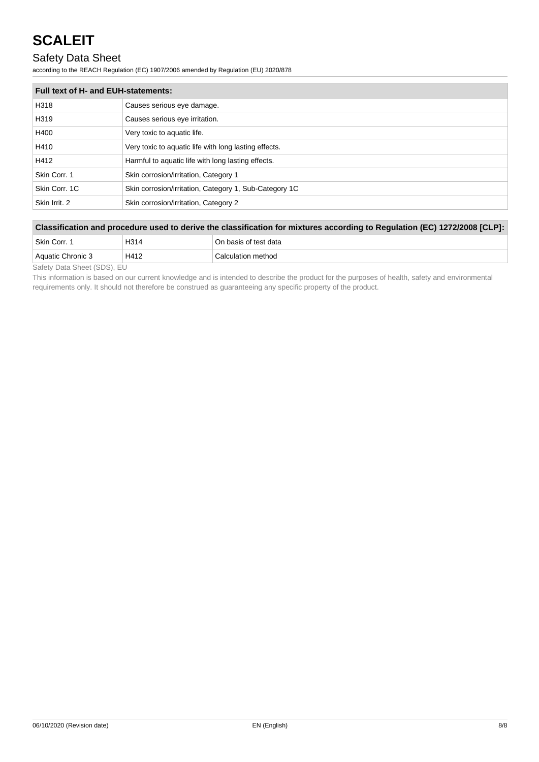| Full text of H- and EUH-statements: | |
|---|---|
| H318 | Causes serious eye damage. |
| H319 | Causes serious eye irritation. |
| H400 | Very toxic to aquatic life. |
| H410 | Very toxic to aquatic life with long lasting effects. |
| H412 | Harmful to aquatic life with long lasting effects. |
| Skin Corr. 1 | Skin corrosion/irritation, Category 1 |
| Skin Corr. 1C | Skin corrosion/irritation, Category 1, Sub-Category 1C |
| Skin Irrit. 2 | Skin corrosion/irritation, Category 2 |

| Classification and procedure used to derive the classification for mixtures according to Regulation (EC) 1272/2008 [CLP]: | | |
|---|---|---|
| Skin Corr. 1 | H314 | On basis of test data |
| Aquatic Chronic 3 | H412 | Calculation method |

Safety Data Sheet (SDS), EU

This information is based on our current knowledge and is intended to describe the product for the purposes of health, safety and environmental requirements only. It should not therefore be construed as guaranteeing any specific property of the product.